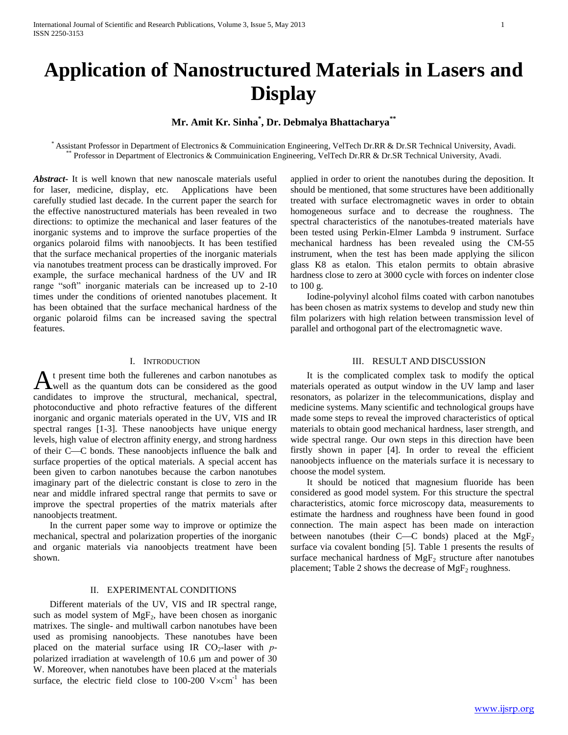# Application of Nanostructured Materials in Lasers and Display

**Mr. Amit Kr. Sinha[*], Dr. Debmalya Bhattacharya[**]**

[*] Assistant Professor in Department of Electronics & Commuinication Engineering, VelTech Dr.RR & Dr.SR Technical University, Avadi.
[**] Professor in Department of Electronics & Commuinication Engineering, VelTech Dr.RR & Dr.SR Technical University, Avadi.

***Abstract-*** It is well known that new nanoscale materials useful for laser, medicine, display, etc. Applications have been carefully studied last decade. In the current paper the search for the effective nanostructured materials has been revealed in two directions: to optimize the mechanical and laser features of the inorganic systems and to improve the surface properties of the organics polaroid films with nanoobjects. It has been testified that the surface mechanical properties of the inorganic materials via nanotubes treatment process can be drastically improved. For example, the surface mechanical hardness of the UV and IR range "soft" inorganic materials can be increased up to 2-10 times under the conditions of oriented nanotubes placement. It has been obtained that the surface mechanical hardness of the organic polaroid films can be increased saving the spectral features.

## I. Introduction

At present time both the fullerenes and carbon nanotubes as well as the quantum dots can be considered as the good candidates to improve the structural, mechanical, spectral, photoconductive and photo refractive features of the different inorganic and organic materials operated in the UV, VIS and IR spectral ranges [1-3]. These nanoobjects have unique energy levels, high value of electron affinity energy, and strong hardness of their C—C bonds. These nanoobjects influence the balk and surface properties of the optical materials. A special accent has been given to carbon nanotubes because the carbon nanotubes imaginary part of the dielectric constant is close to zero in the near and middle infrared spectral range that permits to save or improve the spectral properties of the matrix materials after nanoobjects treatment.

In the current paper some way to improve or optimize the mechanical, spectral and polarization properties of the inorganic and organic materials via nanoobjects treatment have been shown.

## II. Experimental Conditions

Different materials of the UV, VIS and IR spectral range, such as model system of $MgF_2$, have been chosen as inorganic matrixes. The single- and multiwall carbon nanotubes have been used as promising nanoobjects. These nanotubes have been placed on the material surface using IR $CO_2$-laser with *p*-polarized irradiation at wavelength of 10.6 μm and power of 30 W. Moreover, when nanotubes have been placed at the materials surface, the electric field close to 100-200 $V \times cm^{-1}$ has been applied in order to orient the nanotubes during the deposition. It should be mentioned, that some structures have been additionally treated with surface electromagnetic waves in order to obtain homogeneous surface and to decrease the roughness. The spectral characteristics of the nanotubes-treated materials have been tested using Perkin-Elmer Lambda 9 instrument. Surface mechanical hardness has been revealed using the CM-55 instrument, when the test has been made applying the silicon glass K8 as etalon. This etalon permits to obtain abrasive hardness close to zero at 3000 cycle with forces on indenter close to 100 g.

Iodine-polyvinyl alcohol films coated with carbon nanotubes has been chosen as matrix systems to develop and study new thin film polarizers with high relation between transmission level of parallel and orthogonal part of the electromagnetic wave.

## III. Result and Discussion

It is the complicated complex task to modify the optical materials operated as output window in the UV lamp and laser resonators, as polarizer in the telecommunications, display and medicine systems. Many scientific and technological groups have made some steps to reveal the improved characteristics of optical materials to obtain good mechanical hardness, laser strength, and wide spectral range. Our own steps in this direction have been firstly shown in paper [4]. In order to reveal the efficient nanoobjects influence on the materials surface it is necessary to choose the model system.

It should be noticed that magnesium fluoride has been considered as good model system. For this structure the spectral characteristics, atomic force microscopy data, measurements to estimate the hardness and roughness have been found in good connection. The main aspect has been made on interaction between nanotubes (their C—C bonds) placed at the $MgF_2$ surface via covalent bonding [5]. Table 1 presents the results of surface mechanical hardness of $MgF_2$ structure after nanotubes placement; Table 2 shows the decrease of $MgF_2$ roughness.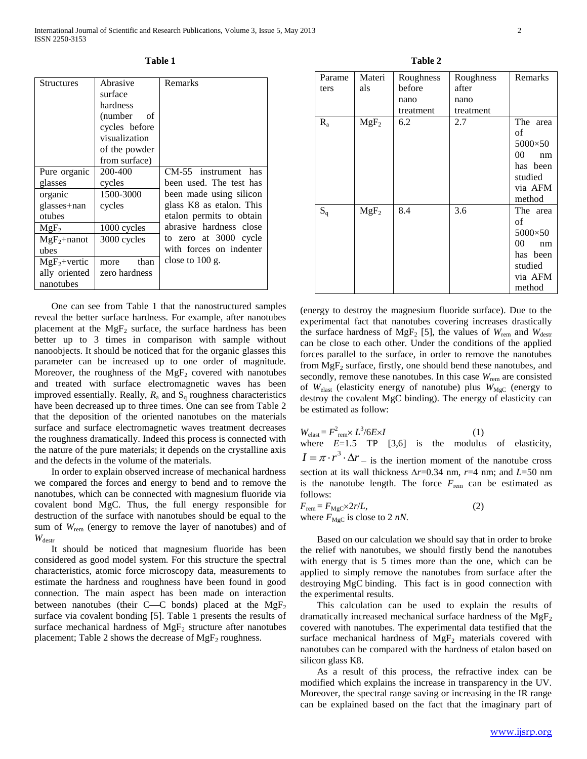**Table 1**

| Structures | Abrasive surface hardness (number of cycles before visualization of the powder from surface) | Remarks |
|---|---|---|
| Pure organic glasses | 200-400 cycles | CM-55 instrument has been used. The test has been made using silicon glass K8 as etalon. This etalon permits to obtain abrasive hardness close to zero at 3000 cycle with forces on indenter close to 100 g. |
| organic glasses+nanotubes | 1500-3000 cycles | |
| $MgF_2$ | 1000 cycles | |
| $MgF_2$+nanotubes | 3000 cycles | |
| $MgF_2$+vertically oriented nanotubes | more than zero hardness | |

**Table 2**

| Parameters | Materials | Roughness before nano treatment | Roughness after nano treatment | Remarks |
|---|---|---|---|---|
| $R_a$ | $MgF_2$ | 6.2 | 2.7 | The area of 5000×5000 nm has been studied via AFM method |
| $S_q$ | $MgF_2$ | 8.4 | 3.6 | The area of 5000×5000 nm has been studied via AFM method |

One can see from Table 1 that the nanostructured samples reveal the better surface hardness. For example, after nanotubes placement at the $MgF_2$ surface, the surface hardness has been better up to 3 times in comparison with sample without nanoobjects. It should be noticed that for the organic glasses this parameter can be increased up to one order of magnitude. Moreover, the roughness of the $MgF_2$ covered with nanotubes and treated with surface electromagnetic waves has been improved essentially. Really, $R_a$ and $S_q$ roughness characteristics have been decreased up to three times. One can see from Table 2 that the deposition of the oriented nanotubes on the materials surface and surface electromagnetic waves treatment decreases the roughness dramatically. Indeed this process is connected with the nature of the pure materials; it depends on the crystalline axis and the defects in the volume of the materials.

In order to explain observed increase of mechanical hardness we compared the forces and energy to bend and to remove the nanotubes, which can be connected with magnesium fluoride via covalent bond MgC. Thus, the full energy responsible for destruction of the surface with nanotubes should be equal to the sum of $W_{rem}$ (energy to remove the layer of nanotubes) and of $W_{destr}$

It should be noticed that magnesium fluoride has been considered as good model system. For this structure the spectral characteristics, atomic force microscopy data, measurements to estimate the hardness and roughness have been found in good connection. The main aspect has been made on interaction between nanotubes (their C—C bonds) placed at the $MgF_2$ surface via covalent bonding [5]. Table 1 presents the results of surface mechanical hardness of $MgF_2$ structure after nanotubes placement; Table 2 shows the decrease of $MgF_2$ roughness.

(energy to destroy the magnesium fluoride surface). Due to the experimental fact that nanotubes covering increases drastically the surface hardness of $MgF_2$ [5], the values of $W_{rem}$ and $W_{destr}$ can be close to each other. Under the conditions of the applied forces parallel to the surface, in order to remove the nanotubes from $MgF_2$ surface, firstly, one should bend these nanotubes, and secondly, remove these nanotubes. In this case $W_{rem}$ are consisted of $W_{elast}$ (elasticity energy of nanotube) plus $W_{MgC}$ (energy to destroy the covalent MgC binding). The energy of elasticity can be estimated as follow:

$$W_{elast} = F^2_{rem} \times L^3/6E \times I \qquad (1)$$

where $E$=1.5 TP [3,6] is the modulus of elasticity, $I = \pi \cdot r^3 \cdot \Delta r$ – is the inertion moment of the nanotube cross section at its wall thickness $\Delta r$=0.34 nm, $r$=4 nm; and $L$=50 nm is the nanotube length. The force $F_{rem}$ can be estimated as follows:

$$F_{rem} = F_{MgC} \times 2r/L, \qquad (2)$$

where $F_{MgC}$ is close to 2 *nN*.

Based on our calculation we should say that in order to broke the relief with nanotubes, we should firstly bend the nanotubes with energy that is 5 times more than the one, which can be applied to simply remove the nanotubes from surface after the destroying MgC binding. This fact is in good connection with the experimental results.

This calculation can be used to explain the results of dramatically increased mechanical surface hardness of the $MgF_2$ covered with nanotubes. The experimental data testified that the surface mechanical hardness of $MgF_2$ materials covered with nanotubes can be compared with the hardness of etalon based on silicon glass K8.

As a result of this process, the refractive index can be modified which explains the increase in transparency in the UV. Moreover, the spectral range saving or increasing in the IR range can be explained based on the fact that the imaginary part of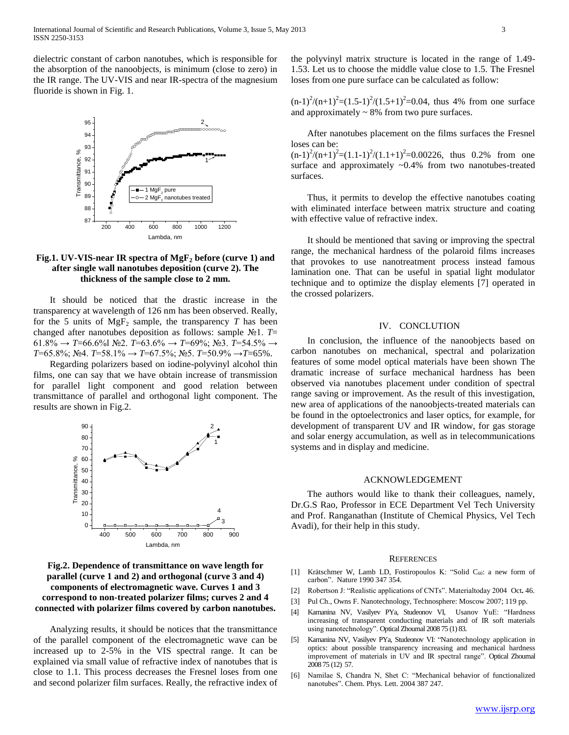dielectric constant of carbon nanotubes, which is responsible for the absorption of the nanoobjects, is minimum (close to zero) in the IR range. The UV-VIS and near IR-spectra of the magnesium fluoride is shown in Fig. 1.

**Fig.1. UV-VIS-near IR spectra of $MgF_2$ before (curve 1) and after single wall nanotubes deposition (curve 2). The thickness of the sample close to 2 mm.**

It should be noticed that the drastic increase in the transparency at wavelength of 126 nm has been observed. Really, for the 5 units of $MgF_2$ sample, the transparency *T* has been changed after nanotubes deposition as follows: sample №1. *T*= 61.8% → *T*=66.6%l №2. *T*=63.6% → *T*=69%; №3. *T*=54.5% → *T*=65.8%; №4. *T*=58.1% → *T*=67.5%; №5. *T*=50.9% →*T*=65%.

Regarding polarizers based on iodine-polyvinyl alcohol thin films, one can say that we have obtain increase of transmission for parallel light component and good relation between transmittance of parallel and orthogonal light component. The results are shown in Fig.2.

**Fig.2. Dependence of transmittance on wave length for parallel (curve 1 and 2) and orthogonal (curve 3 and 4) components of electromagnetic wave. Curves 1 and 3 correspond to non-treated polarizer films; curves 2 and 4 connected with polarizer films covered by carbon nanotubes.**

Analyzing results, it should be notices that the transmittance of the parallel component of the electromagnetic wave can be increased up to 2-5% in the VIS spectral range. It can be explained via small value of refractive index of nanotubes that is close to 1.1. This process decreases the Fresnel loses from one and second polarizer film surfaces. Really, the refractive index of the polyvinyl matrix structure is located in the range of 1.49-1.53. Let us to choose the middle value close to 1.5. The Fresnel loses from one pure surface can be calculated as follow:

$(n-1)^2/(n+1)^2=(1.5-1)^2/(1.5+1)^2=0.04$, thus 4% from one surface and approximately ~ 8% from two pure surfaces.

After nanotubes placement on the films surfaces the Fresnel loses can be:
$(n-1)^2/(n+1)^2=(1.1-1)^2/(1.1+1)^2=0.00226$, thus 0.2% from one surface and approximately ~0.4% from two nanotubes-treated surfaces.

Thus, it permits to develop the effective nanotubes coating with eliminated interface between matrix structure and coating with effective value of refractive index.

It should be mentioned that saving or improving the spectral range, the mechanical hardness of the polaroid films increases that provokes to use nanotreatment process instead famous lamination one. That can be useful in spatial light modulator technique and to optimize the display elements [7] operated in the crossed polarizers.

## IV. CONCLUTION

In conclusion, the influence of the nanoobjects based on carbon nanotubes on mechanical, spectral and polarization features of some model optical materials have been shown The dramatic increase of surface mechanical hardness has been observed via nanotubes placement under condition of spectral range saving or improvement. As the result of this investigation, new area of applications of the nanoobjects-treated materials can be found in the optoelectronics and laser optics, for example, for development of transparent UV and IR window, for gas storage and solar energy accumulation, as well as in telecommunications systems and in display and medicine.

## ACKNOWLEDGEMENT

The authors would like to thank their colleagues, namely, Dr.G.S Rao, Professor in ECE Department Vel Tech University and Prof. Ranganathan (Institute of Chemical Physics, Vel Tech Avadi), for their help in this study.

## REFERENCES

[1] Krätschmer W, Lamb LD, Fostiropoulos K: "Solid $C_{60}$: a new form of carbon". Nature 1990 347 354.

[2] Robertson J: "Realistic applications of CNTs". Materialtoday 2004 Oct**.** 46.

[3] Pul Ch., Owns F. Nanotechnology, Technosphere: Moscow 2007; 119 pp.

[4] Kamanina NV, Vasilyev PYa, Studeonov VI, Usanov YuE: "Hardness increasing of transparent conducting materials and of IR soft materials using nanotechnology". Optical Zhournal 2008 75 (1) 83.

[5] Kamanina NV, Vasilyev PYa, Studeonov VI: "Nanotechnology application in optics: about possible transparency increasing and mechanical hardness improvement of materials in UV and IR spectral range". Optical Zhournal 2008 75 (12) 57.

[6] Namilae S, Chandra N, Shet C: "Mechanical behavior of functionalized nanotubes". Chem. Phys. Lett. 2004 387 247.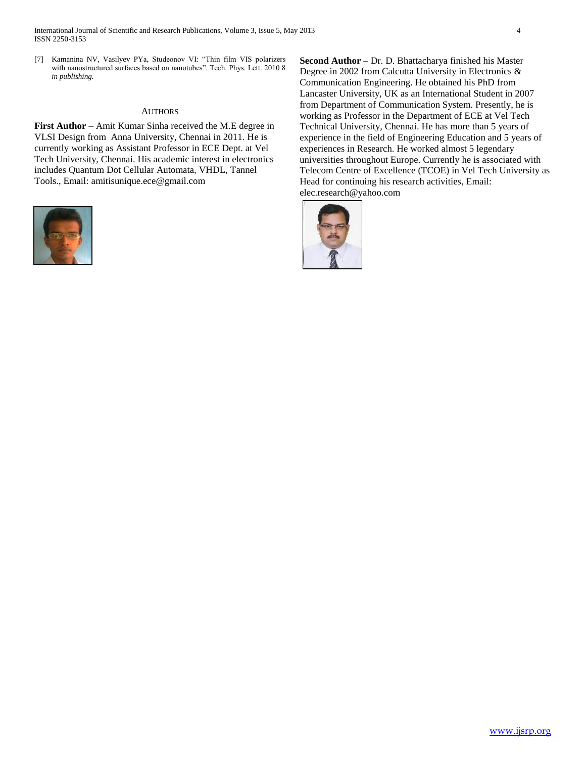[7] Kamanina NV, Vasilyev PYa, Studeonov VI: "Thin film VIS polarizers with nanostructured surfaces based on nanotubes". Tech. Phys. Lett. 2010 8 *in publishing.*

## AUTHORS

**First Author** – Amit Kumar Sinha received the M.E degree in VLSI Design from Anna University, Chennai in 2011. He is currently working as Assistant Professor in ECE Dept. at Vel Tech University, Chennai. His academic interest in electronics includes Quantum Dot Cellular Automata, VHDL, Tannel Tools., Email: amitisunique.ece@gmail.com

**Second Author** – Dr. D. Bhattacharya finished his Master Degree in 2002 from Calcutta University in Electronics & Communication Engineering. He obtained his PhD from Lancaster University, UK as an International Student in 2007 from Department of Communication System. Presently, he is working as Professor in the Department of ECE at Vel Tech Technical University, Chennai. He has more than 5 years of experience in the field of Engineering Education and 5 years of experiences in Research. He worked almost 5 legendary universities throughout Europe. Currently he is associated with Telecom Centre of Excellence (TCOE) in Vel Tech University as Head for continuing his research activities, Email: elec.research@yahoo.com